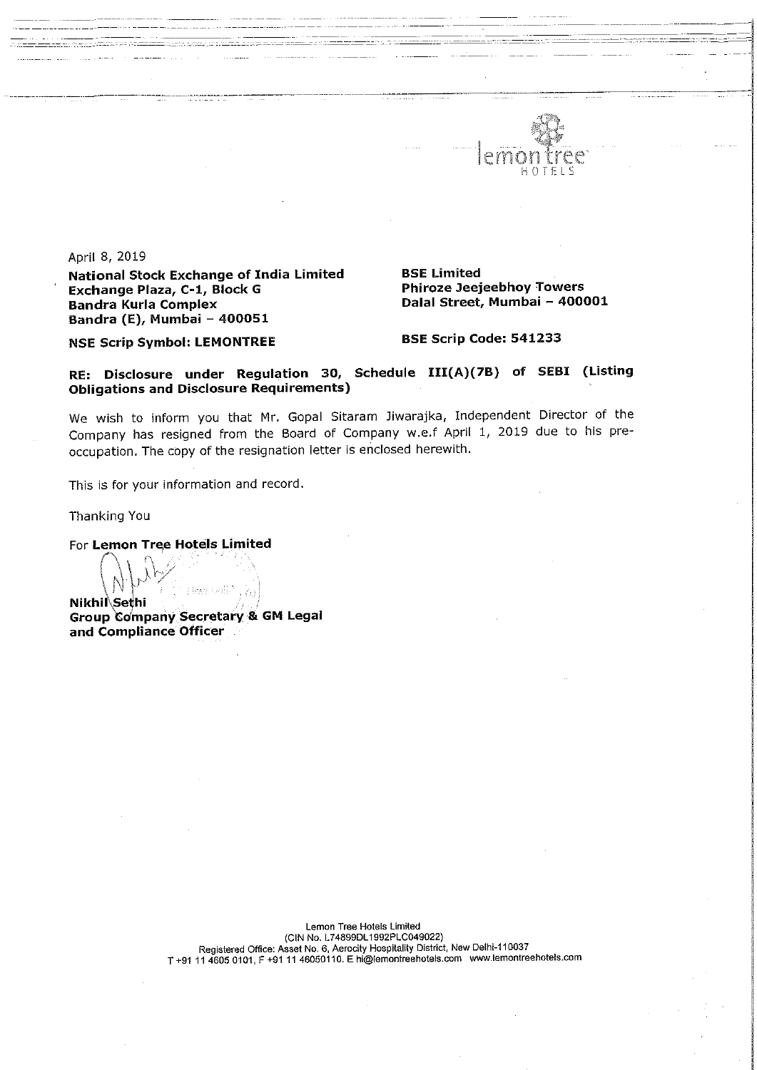April 8, 2019

**National Stock Exchange of India Limited**
**Exchange Plaza, C-1, Block G**
**Bandra Kurla Complex**
**Bandra (E), Mumbai – 400051**

**BSE Limited**
**Phiroze Jeejeebhoy Towers**
**Dalal Street, Mumbai – 400001**

**NSE Scrip Symbol: LEMONTREE**

**BSE Scrip Code: 541233**

**RE: Disclosure under Regulation 30, Schedule III(A)(7B) of SEBI (Listing Obligations and Disclosure Requirements)**

We wish to inform you that Mr. Gopal Sitaram Jiwarajka, Independent Director of the Company has resigned from the Board of Company w.e.f April 1, 2019 due to his pre-occupation. The copy of the resignation letter is enclosed herewith.

This is for your information and record.

Thanking You

For **Lemon Tree Hotels Limited**

**Nikhil Sethi**
**Group Company Secretary & GM Legal and Compliance Officer**

Lemon Tree Hotels Limited
(CIN No. L74899DL1992PLC049022)
Registered Office: Asset No. 6, Aerocity Hospitality District, New Delhi-110037
T +91 11 4605 0101, F +91 11 46050110. E hi@lemontreehotels.com www.lemontreehotels.com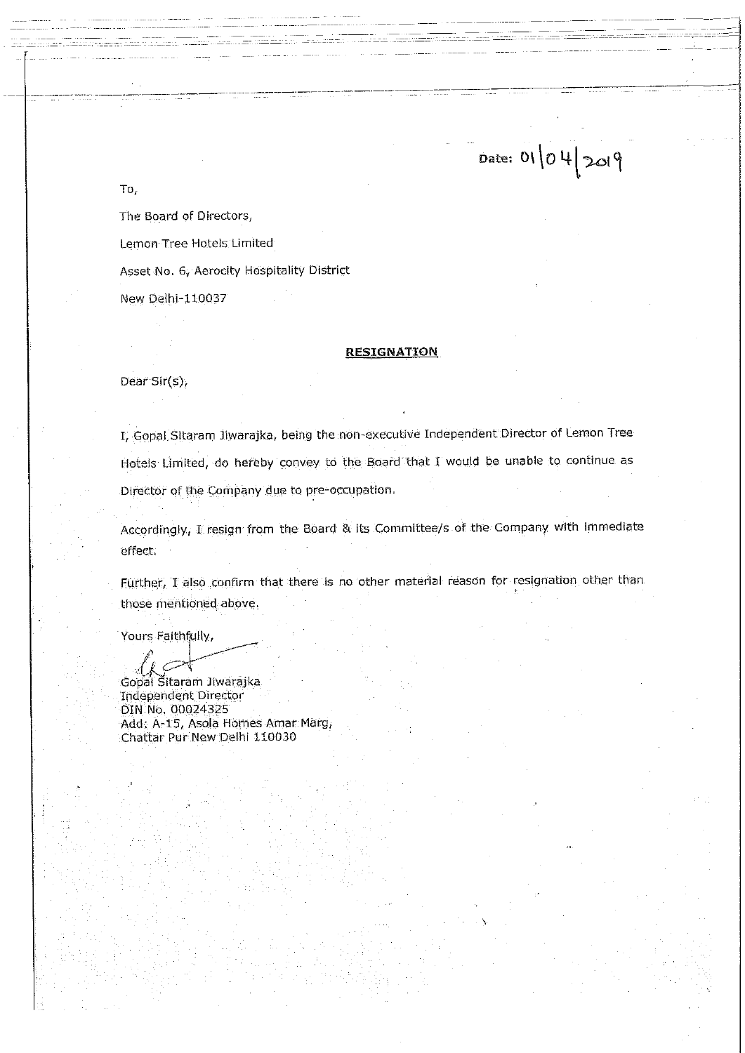Date: 01/04/2019

To,

The Board of Directors,

Lemon Tree Hotels Limited

Asset No. 6, Aerocity Hospitality District

New Delhi-110037

**RESIGNATION**

Dear Sir(s),

I, Gopal Sitaram Jiwarajka, being the non-executive Independent Director of Lemon Tree Hotels Limited, do hereby convey to the Board that I would be unable to continue as Director of the Company due to pre-occupation.

Accordingly, I resign from the Board & its Committee/s of the Company with immediate effect.

Further, I also confirm that there is no other material reason for resignation other than those mentioned above.

Yours Faithfully,

Gopal Sitaram Jiwarajka
Independent Director
DIN No. 00024325
Add: A-15, Asola Homes Amar Marg,
Chattar Pur New Delhi 110030